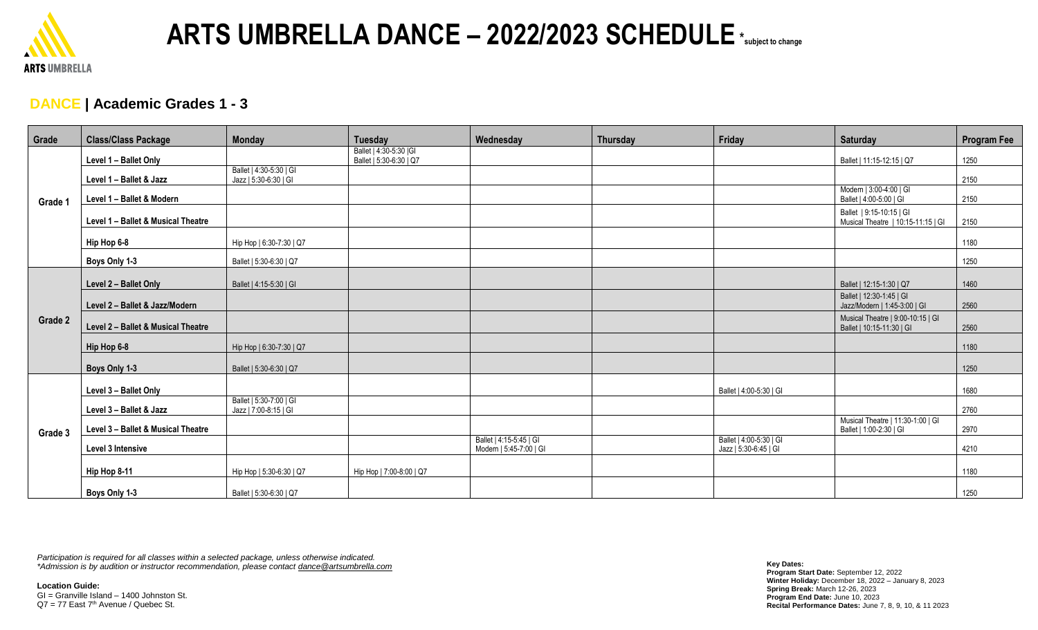ARTS UMBRELLA

# ARTS UMBRELLA DANCE – 2022/2023 SCHEDULE *subject to change

## DANCE | Academic Grades 1 - 3

| Grade | Class/Class Package | Monday | Tuesday | Wednesday | Thursday | Friday | Saturday | Program Fee |
|---|---|---|---|---|---|---|---|---|
| Grade 1 | Level 1 – Ballet Only | | Ballet \| 4:30-5:30 \|GI<br>Ballet \| 5:30-6:30 \| Q7 | | | | Ballet \| 11:15-12:15 \| Q7 | 1250 |
| | Level 1 – Ballet & Jazz | Ballet \| 4:30-5:30 \| GI<br>Jazz \| 5:30-6:30 \| GI | | | | | | 2150 |
| | Level 1 – Ballet & Modern | | | | | | Modern \| 3:00-4:00 \| GI<br>Ballet \| 4:00-5:00 \| GI | 2150 |
| | Level 1 – Ballet & Musical Theatre | | | | | | Ballet \| 9:15-10:15 \| GI<br>Musical Theatre \| 10:15-11:15 \| GI | 2150 |
| | Hip Hop 6-8 | Hip Hop \| 6:30-7:30 \| Q7 | | | | | | 1180 |
| | Boys Only 1-3 | Ballet \| 5:30-6:30 \| Q7 | | | | | | 1250 |
| Grade 2 | Level 2 – Ballet Only | Ballet \| 4:15-5:30 \| GI | | | | | Ballet \| 12:15-1:30 \| Q7 | 1460 |
| | Level 2 – Ballet & Jazz/Modern | | | | | | Ballet \| 12:30-1:45 \| GI<br>Jazz/Modern \| 1:45-3:00 \| GI | 2560 |
| | Level 2 – Ballet & Musical Theatre | | | | | | Musical Theatre \| 9:00-10:15 \| GI<br>Ballet \| 10:15-11:30 \| GI | 2560 |
| | Hip Hop 6-8 | Hip Hop \| 6:30-7:30 \| Q7 | | | | | | 1180 |
| | Boys Only 1-3 | Ballet \| 5:30-6:30 \| Q7 | | | | | | 1250 |
| Grade 3 | Level 3 – Ballet Only | | | | | Ballet \| 4:00-5:30 \| GI | | 1680 |
| | Level 3 – Ballet & Jazz | Ballet \| 5:30-7:00 \| GI<br>Jazz \| 7:00-8:15 \| GI | | | | | | 2760 |
| | Level 3 – Ballet & Musical Theatre | | | | | | Musical Theatre \| 11:30-1:00 \| GI<br>Ballet \| 1:00-2:30 \| GI | 2970 |
| | Level 3 Intensive | | | Ballet \| 4:15-5:45 \| GI<br>Modern \| 5:45-7:00 \| GI | | Ballet \| 4:00-5:30 \| GI<br>Jazz \| 5:30-6:45 \| GI | | 4210 |
| | Hip Hop 8-11 | Hip Hop \| 5:30-6:30 \| Q7 | Hip Hop \| 7:00-8:00 \| Q7 | | | | | 1180 |
| | Boys Only 1-3 | Ballet \| 5:30-6:30 \| Q7 | | | | | | 1250 |

*Participation is required for all classes within a selected package, unless otherwise indicated.*
*\*Admission is by audition or instructor recommendation, please contact dance@artsumbrella.com*

**Location Guide:**
GI = Granville Island – 1400 Johnston St.
Q7 = 77 East 7th Avenue / Quebec St.

**Key Dates:**
**Program Start Date:** September 12, 2022
**Winter Holiday:** December 18, 2022 – January 8, 2023
**Spring Break:** March 12-26, 2023
**Program End Date:** June 10, 2023
**Recital Performance Dates:** June 7, 8, 9, 10, & 11 2023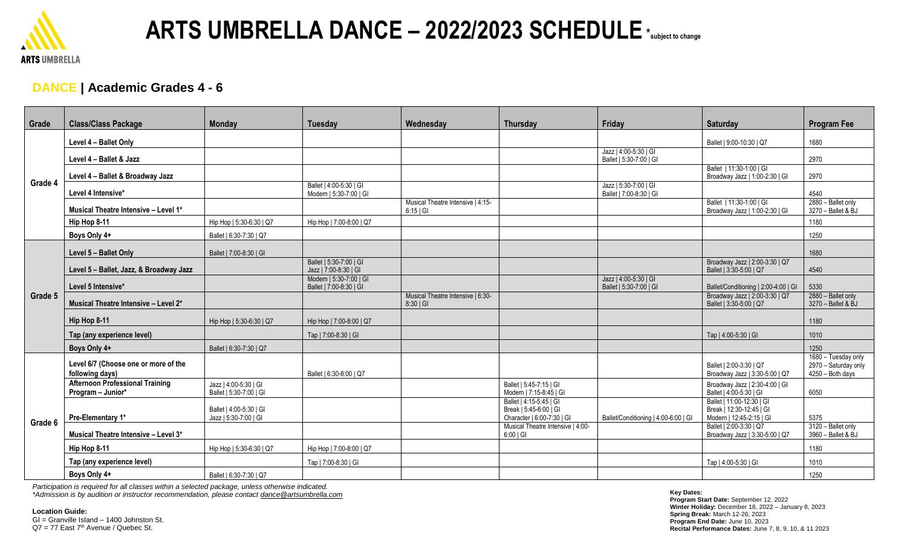# ARTS UMBRELLA DANCE – 2022/2023 SCHEDULE *subject to change

## DANCE | Academic Grades 4 - 6

| Grade | Class/Class Package | Monday | Tuesday | Wednesday | Thursday | Friday | Saturday | Program Fee |
|---|---|---|---|---|---|---|---|---|
| Grade 4 | Level 4 – Ballet Only | | | | | | Ballet \| 9:00-10:30 \| Q7 | 1680 |
| | Level 4 – Ballet & Jazz | | | | | Jazz \| 4:00-5:30 \| GI<br>Ballet \| 5:30-7:00 \| GI | | 2970 |
| | Level 4 – Ballet & Broadway Jazz | | | | | | Ballet \| 11:30-1:00 \| GI<br>Broadway Jazz \| 1:00-2:30 \| GI | 2970 |
| | Level 4 Intensive* | | Ballet \| 4:00-5:30 \| GI<br>Modern \| 5:30-7:00 \| GI | | | Jazz \| 5:30-7:00 \| GI<br>Ballet \| 7:00-8:30 \| GI | | 4540 |
| | Musical Theatre Intensive – Level 1* | | | Musical Theatre Intensive \| 4:15-6:15 \| GI | | | Ballet \| 11:30-1:00 \| GI<br>Broadway Jazz \| 1:00-2:30 \| GI | 2880 – Ballet only<br>3270 – Ballet & BJ |
| | Hip Hop 8-11 | Hip Hop \| 5:30-6:30 \| Q7 | Hip Hop \| 7:00-8:00 \| Q7 | | | | | 1180 |
| | Boys Only 4+ | Ballet \| 6:30-7:30 \| Q7 | | | | | | 1250 |
| Grade 5 | Level 5 – Ballet Only | Ballet \| 7:00-8:30 \| GI | | | | | | 1680 |
| | Level 5 – Ballet, Jazz, & Broadway Jazz | | Ballet \| 5:30-7:00 \| GI<br>Jazz \| 7:00-8:30 \| GI | | | | Broadway Jazz \| 2:00-3:30 \| Q7<br>Ballet \| 3:30-5:00 \| Q7 | 4540 |
| | Level 5 Intensive* | | Modern \| 5:30-7:00 \| GI<br>Ballet \| 7:00-8:30 \| GI | | | Jazz \| 4:00-5:30 \| GI<br>Ballet \| 5:30-7:00 \| GI | Ballet/Conditioning \| 2:00-4:00 \| GI | 5330 |
| | Musical Theatre Intensive – Level 2* | | | Musical Theatre Intensive \| 6:30-8:30 \| GI | | | Broadway Jazz \| 2:00-3:30 \| Q7<br>Ballet \| 3:30-5:00 \| Q7 | 2880 – Ballet only<br>3270 – Ballet & BJ |
| | Hip Hop 8-11 | Hip Hop \| 5:30-6:30 \| Q7 | Hip Hop \| 7:00-8:00 \| Q7 | | | | | 1180 |
| | Tap (any experience level) | | Tap \| 7:00-8:30 \| GI | | | | Tap \| 4:00-5:30 \| GI | 1010 |
| | Boys Only 4+ | Ballet \| 6:30-7:30 \| Q7 | | | | | | 1250 |
| Grade 6 | Level 6/7 (Choose one or more of the following days) | | Ballet \| 6:30-8:00 \| Q7 | | | | Ballet \| 2:00-3:30 \| Q7<br>Broadway Jazz \| 3:30-5:00 \| Q7 | 1680 – Tuesday only<br>2970 – Saturday only<br>4250 – Both days |
| | Afternoon Professional Training Program – Junior* | Jazz \| 4:00-5:30 \| GI<br>Ballet \| 5:30-7:00 \| GI | | | Ballet \| 5:45-7:15 \| GI<br>Modern \| 7:15-8:45 \| GI | | Broadway Jazz \| 2:30-4:00 \| GI<br>Ballet \| 4:00-5:30 \| GI | 6050 |
| | Pre-Elementary 1* | Ballet \| 4:00-5:30 \| GI<br>Jazz \| 5:30-7:00 \| GI | | | Ballet \| 4:15-5:45 \| GI<br>Break \| 5:45-6:00 \| GI<br>Character \| 6:00-7:30 \| GI | Ballet/Conditioning \| 4:00-6:00 \| GI | Ballet \| 11:00-12:30 \| GI<br>Break \| 12:30-12:45 \| GI<br>Modern \| 12:45-2:15 \| GI | 5375 |
| | Musical Theatre Intensive – Level 3* | | | | Musical Theatre Intensive \| 4:00-6:00 \| GI | | Ballet \| 2:00-3:30 \| Q7<br>Broadway Jazz \| 3:30-5:00 \| Q7 | 3120 – Ballet only<br>3960 – Ballet & BJ |
| | Hip Hop 8-11 | Hip Hop \| 5:30-6:30 \| Q7 | Hip Hop \| 7:00-8:00 \| Q7 | | | | | 1180 |
| | Tap (any experience level) | | Tap \| 7:00-8:30 \| GI | | | | Tap \| 4:00-5:30 \| GI | 1010 |
| | Boys Only 4+ | Ballet \| 6:30-7:30 \| Q7 | | | | | | 1250 |

*Participation is required for all classes within a selected package, unless otherwise indicated.*
*\*Admission is by audition or instructor recommendation, please contact dance@artsumbrella.com*

**Location Guide:**
GI = Granville Island – 1400 Johnston St.
Q7 = 77 East 7th Avenue / Quebec St.

**Key Dates:**
**Program Start Date:** September 12, 2022
**Winter Holiday:** December 18, 2022 – January 8, 2023
**Spring Break:** March 12-26, 2023
**Program End Date:** June 10, 2023
**Recital Performance Dates:** June 7, 8, 9, 10, & 11 2023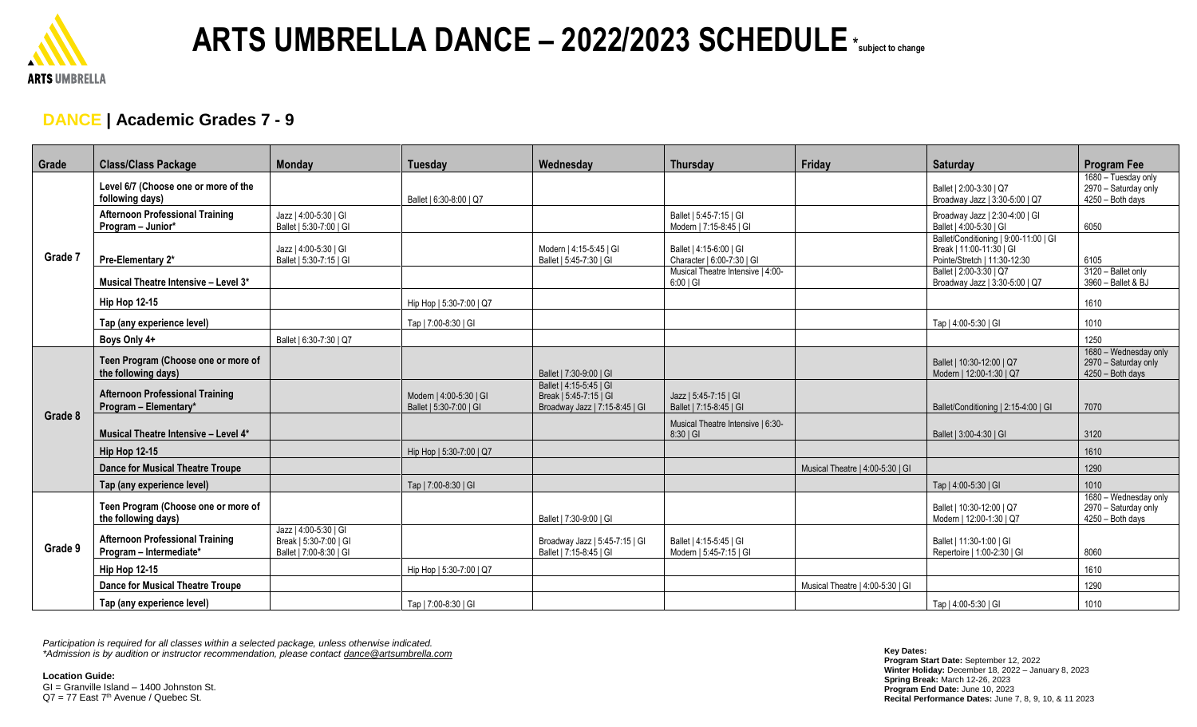# ARTS UMBRELLA DANCE – 2022/2023 SCHEDULE *subject to change

## DANCE | Academic Grades 7 - 9

| Grade | Class/Class Package | Monday | Tuesday | Wednesday | Thursday | Friday | Saturday | Program Fee |
|---|---|---|---|---|---|---|---|---|
| Grade 7 | Level 6/7 (Choose one or more of the following days) | | Ballet \| 6:30-8:00 \| Q7 | | | | Ballet \| 2:00-3:30 \| Q7<br>Broadway Jazz \| 3:30-5:00 \| Q7 | 1680 – Tuesday only<br>2970 – Saturday only<br>4250 – Both days |
| | Afternoon Professional Training Program – Junior* | Jazz \| 4:00-5:30 \| GI<br>Ballet \| 5:30-7:00 \| GI | | | Ballet \| 5:45-7:15 \| GI<br>Modern \| 7:15-8:45 \| GI | | Broadway Jazz \| 2:30-4:00 \| GI<br>Ballet \| 4:00-5:30 \| GI | 6050 |
| | Pre-Elementary 2* | Jazz \| 4:00-5:30 \| GI<br>Ballet \| 5:30-7:15 \| GI | | Modern \| 4:15-5:45 \| GI<br>Ballet \| 5:45-7:30 \| GI | Ballet \| 4:15-6:00 \| GI<br>Character \| 6:00-7:30 \| GI | | Ballet/Conditioning \| 9:00-11:00 \| GI<br>Break \| 11:00-11:30 \| GI<br>Pointe/Stretch \| 11:30-12:30 | 6105 |
| | Musical Theatre Intensive – Level 3* | | | | Musical Theatre Intensive \| 4:00-6:00 \| GI | | Ballet \| 2:00-3:30 \| Q7<br>Broadway Jazz \| 3:30-5:00 \| Q7 | 3120 – Ballet only<br>3960 – Ballet & BJ |
| | Hip Hop 12-15 | | Hip Hop \| 5:30-7:00 \| Q7 | | | | | 1610 |
| | Tap (any experience level) | | Tap \| 7:00-8:30 \| GI | | | | Tap \| 4:00-5:30 \| GI | 1010 |
| | Boys Only 4+ | Ballet \| 6:30-7:30 \| Q7 | | | | | | 1250 |
| Grade 8 | Teen Program (Choose one or more of the following days) | | | Ballet \| 7:30-9:00 \| GI | | | Ballet \| 10:30-12:00 \| Q7<br>Modern \| 12:00-1:30 \| Q7 | 1680 – Wednesday only<br>2970 – Saturday only<br>4250 – Both days |
| | Afternoon Professional Training Program – Elementary* | | Modern \| 4:00-5:30 \| GI<br>Ballet \| 5:30-7:00 \| GI | Ballet \| 4:15-5:45 \| GI<br>Break \| 5:45-7:15 \| GI<br>Broadway Jazz \| 7:15-8:45 \| GI | Jazz \| 5:45-7:15 \| GI<br>Ballet \| 7:15-8:45 \| GI | | Ballet/Conditioning \| 2:15-4:00 \| GI | 7070 |
| | Musical Theatre Intensive – Level 4* | | | | Musical Theatre Intensive \| 6:30-8:30 \| GI | | Ballet \| 3:00-4:30 \| GI | 3120 |
| | Hip Hop 12-15 | | Hip Hop \| 5:30-7:00 \| Q7 | | | | | 1610 |
| | Dance for Musical Theatre Troupe | | | | | Musical Theatre \| 4:00-5:30 \| GI | | 1290 |
| | Tap (any experience level) | | Tap \| 7:00-8:30 \| GI | | | | Tap \| 4:00-5:30 \| GI | 1010 |
| Grade 9 | Teen Program (Choose one or more of the following days) | | | Ballet \| 7:30-9:00 \| GI | | | Ballet \| 10:30-12:00 \| Q7<br>Modern \| 12:00-1:30 \| Q7 | 1680 – Wednesday only<br>2970 – Saturday only<br>4250 – Both days |
| | Afternoon Professional Training Program – Intermediate* | Jazz \| 4:00-5:30 \| GI<br>Break \| 5:30-7:00 \| GI<br>Ballet \| 7:00-8:30 \| GI | | Broadway Jazz \| 5:45-7:15 \| GI<br>Ballet \| 7:15-8:45 \| GI | Ballet \| 4:15-5:45 \| GI<br>Modern \| 5:45-7:15 \| GI | | Ballet \| 11:30-1:00 \| GI<br>Repertoire \| 1:00-2:30 \| GI | 8060 |
| | Hip Hop 12-15 | | Hip Hop \| 5:30-7:00 \| Q7 | | | | | 1610 |
| | Dance for Musical Theatre Troupe | | | | | Musical Theatre \| 4:00-5:30 \| GI | | 1290 |
| | Tap (any experience level) | | Tap \| 7:00-8:30 \| GI | | | | Tap \| 4:00-5:30 \| GI | 1010 |

*Participation is required for all classes within a selected package, unless otherwise indicated.*
*\*Admission is by audition or instructor recommendation, please contact dance@artsumbrella.com*

**Location Guide:**
GI = Granville Island – 1400 Johnston St.
Q7 = 77 East 7th Avenue / Quebec St.

**Key Dates:**
**Program Start Date:** September 12, 2022
**Winter Holiday:** December 18, 2022 – January 8, 2023
**Spring Break:** March 12-26, 2023
**Program End Date:** June 10, 2023
**Recital Performance Dates:** June 7, 8, 9, 10, & 11 2023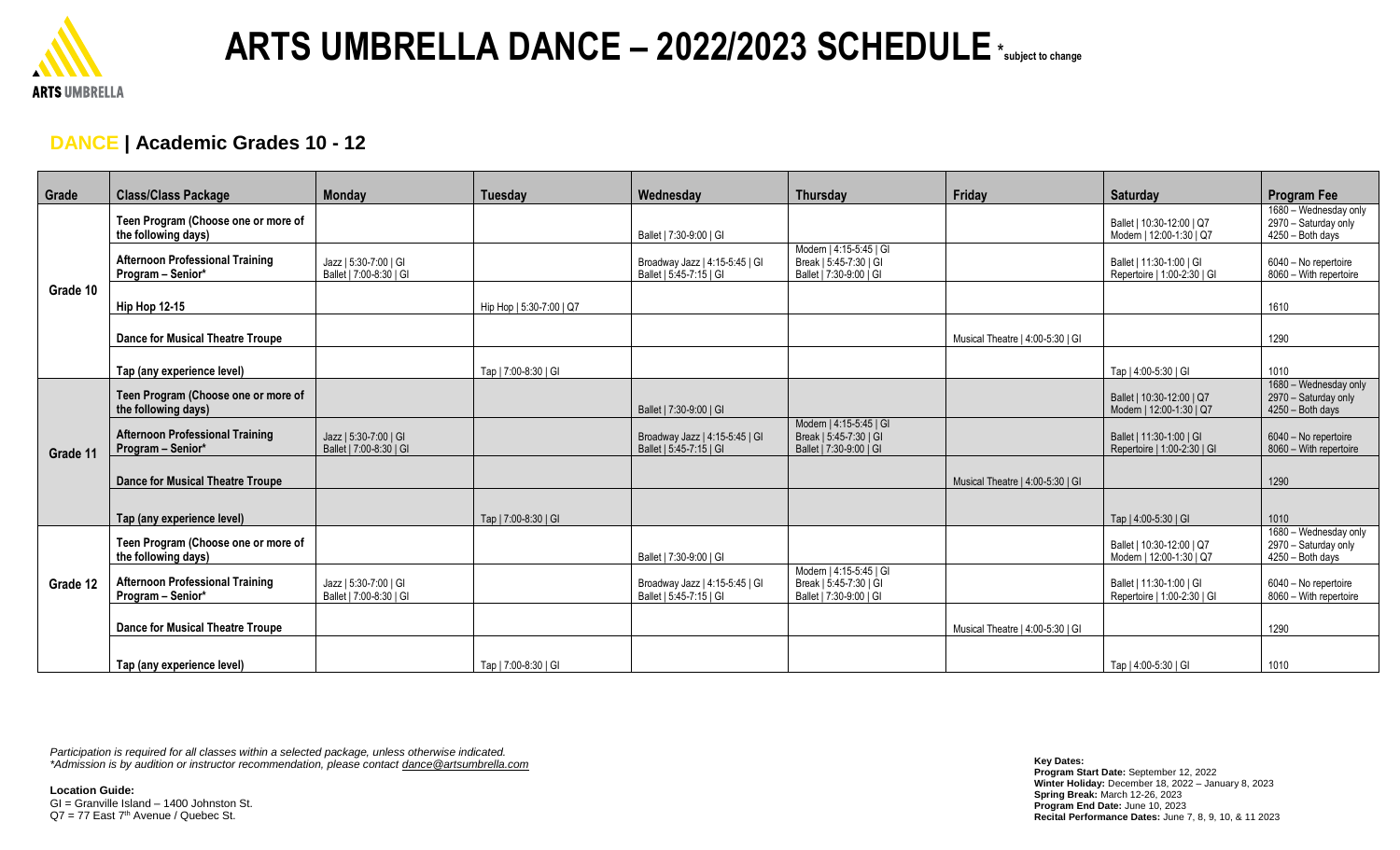# ARTS UMBRELLA DANCE – 2022/2023 SCHEDULE *subject to change

## DANCE | Academic Grades 10 - 12

| Grade | Class/Class Package | Monday | Tuesday | Wednesday | Thursday | Friday | Saturday | Program Fee |
|---|---|---|---|---|---|---|---|---|
| Grade 10 | Teen Program (Choose one or more of the following days) | | | Ballet \| 7:30-9:00 \| GI | | | Ballet \| 10:30-12:00 \| Q7<br>Modern \| 12:00-1:30 \| Q7 | 1680 – Wednesday only<br>2970 – Saturday only<br>4250 – Both days |
| | Afternoon Professional Training Program – Senior* | Jazz \| 5:30-7:00 \| GI<br>Ballet \| 7:00-8:30 \| GI | | Broadway Jazz \| 4:15-5:45 \| GI<br>Ballet \| 5:45-7:15 \| GI | Modern \| 4:15-5:45 \| GI<br>Break \| 5:45-7:30 \| GI<br>Ballet \| 7:30-9:00 \| GI | | Ballet \| 11:30-1:00 \| GI<br>Repertoire \| 1:00-2:30 \| GI | 6040 – No repertoire<br>8060 – With repertoire |
| | Hip Hop 12-15 | | Hip Hop \| 5:30-7:00 \| Q7 | | | | | 1610 |
| | Dance for Musical Theatre Troupe | | | | | Musical Theatre \| 4:00-5:30 \| GI | | 1290 |
| | Tap (any experience level) | | Tap \| 7:00-8:30 \| GI | | | | Tap \| 4:00-5:30 \| GI | 1010 |
| Grade 11 | Teen Program (Choose one or more of the following days) | | | Ballet \| 7:30-9:00 \| GI | | | Ballet \| 10:30-12:00 \| Q7<br>Modern \| 12:00-1:30 \| Q7 | 1680 – Wednesday only<br>2970 – Saturday only<br>4250 – Both days |
| | Afternoon Professional Training Program – Senior* | Jazz \| 5:30-7:00 \| GI<br>Ballet \| 7:00-8:30 \| GI | | Broadway Jazz \| 4:15-5:45 \| GI<br>Ballet \| 5:45-7:15 \| GI | Modern \| 4:15-5:45 \| GI<br>Break \| 5:45-7:30 \| GI<br>Ballet \| 7:30-9:00 \| GI | | Ballet \| 11:30-1:00 \| GI<br>Repertoire \| 1:00-2:30 \| GI | 6040 – No repertoire<br>8060 – With repertoire |
| | Dance for Musical Theatre Troupe | | | | | Musical Theatre \| 4:00-5:30 \| GI | | 1290 |
| | Tap (any experience level) | | Tap \| 7:00-8:30 \| GI | | | | Tap \| 4:00-5:30 \| GI | 1010 |
| Grade 12 | Teen Program (Choose one or more of the following days) | | | Ballet \| 7:30-9:00 \| GI | | | Ballet \| 10:30-12:00 \| Q7<br>Modern \| 12:00-1:30 \| Q7 | 1680 – Wednesday only<br>2970 – Saturday only<br>4250 – Both days |
| | Afternoon Professional Training Program – Senior* | Jazz \| 5:30-7:00 \| GI<br>Ballet \| 7:00-8:30 \| GI | | Broadway Jazz \| 4:15-5:45 \| GI<br>Ballet \| 5:45-7:15 \| GI | Modern \| 4:15-5:45 \| GI<br>Break \| 5:45-7:30 \| GI<br>Ballet \| 7:30-9:00 \| GI | | Ballet \| 11:30-1:00 \| GI<br>Repertoire \| 1:00-2:30 \| GI | 6040 – No repertoire<br>8060 – With repertoire |
| | Dance for Musical Theatre Troupe | | | | | Musical Theatre \| 4:00-5:30 \| GI | | 1290 |
| | Tap (any experience level) | | Tap \| 7:00-8:30 \| GI | | | | Tap \| 4:00-5:30 \| GI | 1010 |

*Participation is required for all classes within a selected package, unless otherwise indicated.*
*\*Admission is by audition or instructor recommendation, please contact dance@artsumbrella.com*

**Location Guide:**
GI = Granville Island – 1400 Johnston St.
Q7 = 77 East 7th Avenue / Quebec St.

**Key Dates:**
**Program Start Date:** September 12, 2022
**Winter Holiday:** December 18, 2022 – January 8, 2023
**Spring Break:** March 12-26, 2023
**Program End Date:** June 10, 2023
**Recital Performance Dates:** June 7, 8, 9, 10, & 11 2023